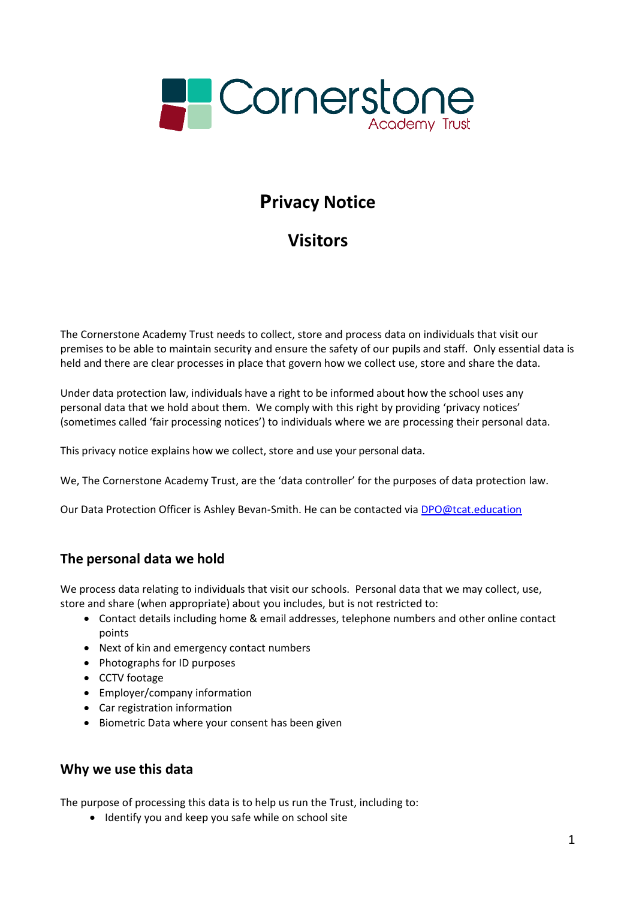Cornerstone Academy Trust

# Privacy Notice

# Visitors

The Cornerstone Academy Trust needs to collect, store and process data on individuals that visit our premises to be able to maintain security and ensure the safety of our pupils and staff. Only essential data is held and there are clear processes in place that govern how we collect use, store and share the data.

Under data protection law, individuals have a right to be informed about how the school uses any personal data that we hold about them. We comply with this right by providing 'privacy notices' (sometimes called 'fair processing notices') to individuals where we are processing their personal data.

This privacy notice explains how we collect, store and use your personal data.

We, The Cornerstone Academy Trust, are the 'data controller' for the purposes of data protection law.

Our Data Protection Officer is Ashley Bevan-Smith. He can be contacted via DPO@tcat.education

## The personal data we hold

We process data relating to individuals that visit our schools. Personal data that we may collect, use, store and share (when appropriate) about you includes, but is not restricted to:

- Contact details including home & email addresses, telephone numbers and other online contact points
- Next of kin and emergency contact numbers
- Photographs for ID purposes
- CCTV footage
- Employer/company information
- Car registration information
- Biometric Data where your consent has been given

## Why we use this data

The purpose of processing this data is to help us run the Trust, including to:

- Identify you and keep you safe while on school site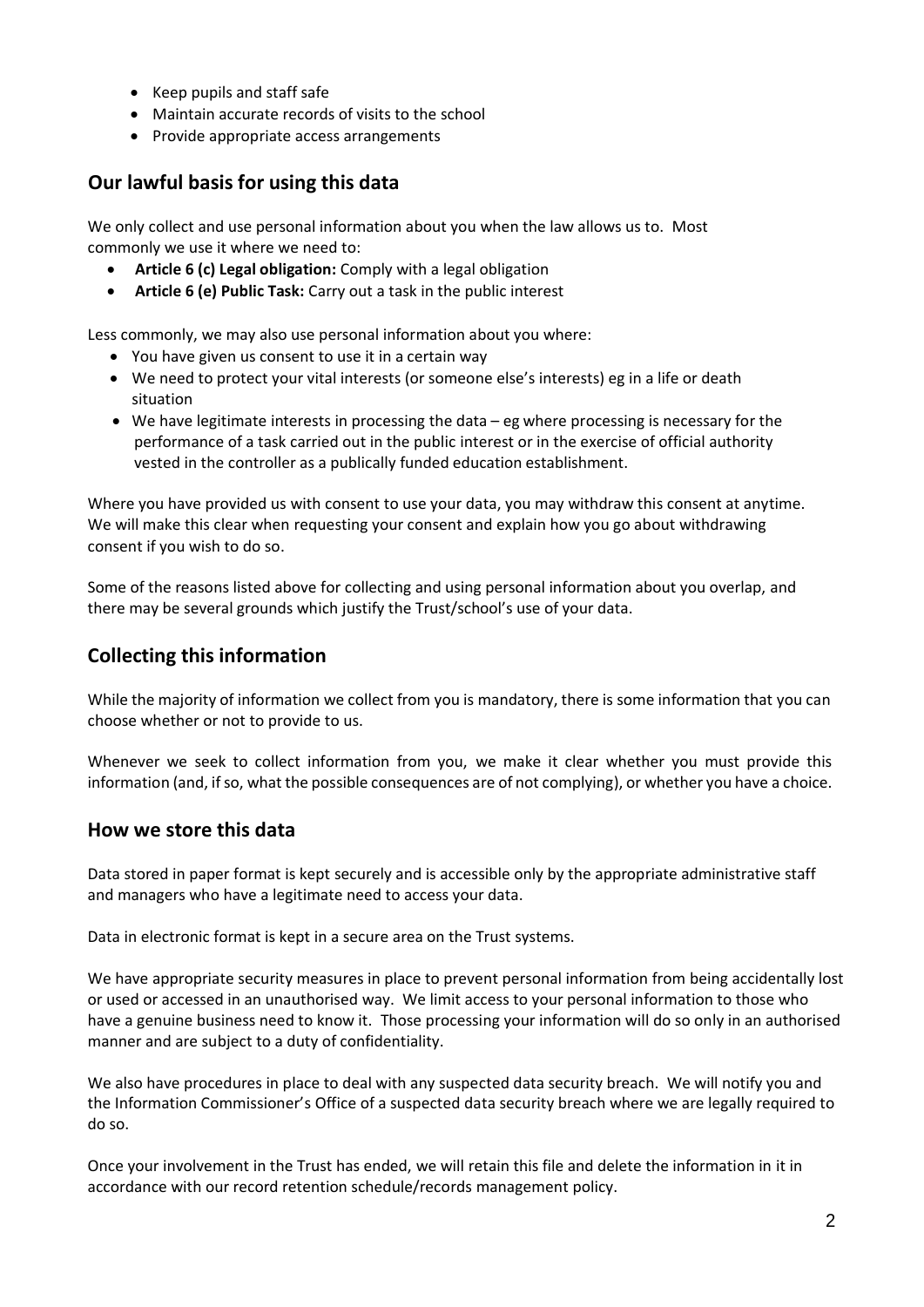- Keep pupils and staff safe
- Maintain accurate records of visits to the school
- Provide appropriate access arrangements

## Our lawful basis for using this data

We only collect and use personal information about you when the law allows us to. Most commonly we use it where we need to:

- **Article 6 (c) Legal obligation:** Comply with a legal obligation
- **Article 6 (e) Public Task:** Carry out a task in the public interest

Less commonly, we may also use personal information about you where:

- You have given us consent to use it in a certain way
- We need to protect your vital interests (or someone else's interests) eg in a life or death situation
- We have legitimate interests in processing the data – eg where processing is necessary for the performance of a task carried out in the public interest or in the exercise of official authority vested in the controller as a publically funded education establishment.

Where you have provided us with consent to use your data, you may withdraw this consent at anytime. We will make this clear when requesting your consent and explain how you go about withdrawing consent if you wish to do so.

Some of the reasons listed above for collecting and using personal information about you overlap, and there may be several grounds which justify the Trust/school's use of your data.

## Collecting this information

While the majority of information we collect from you is mandatory, there is some information that you can choose whether or not to provide to us.

Whenever we seek to collect information from you, we make it clear whether you must provide this information (and, if so, what the possible consequences are of not complying), or whether you have a choice.

## How we store this data

Data stored in paper format is kept securely and is accessible only by the appropriate administrative staff and managers who have a legitimate need to access your data.

Data in electronic format is kept in a secure area on the Trust systems.

We have appropriate security measures in place to prevent personal information from being accidentally lost or used or accessed in an unauthorised way. We limit access to your personal information to those who have a genuine business need to know it. Those processing your information will do so only in an authorised manner and are subject to a duty of confidentiality.

We also have procedures in place to deal with any suspected data security breach. We will notify you and the Information Commissioner's Office of a suspected data security breach where we are legally required to do so.

Once your involvement in the Trust has ended, we will retain this file and delete the information in it in accordance with our record retention schedule/records management policy.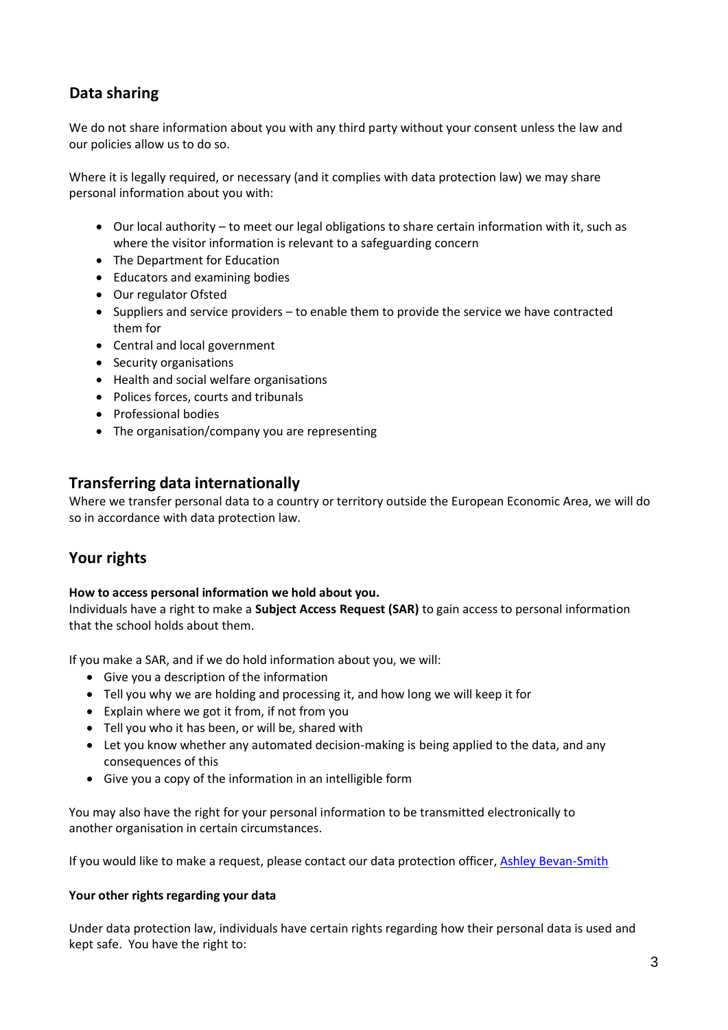## Data sharing

We do not share information about you with any third party without your consent unless the law and our policies allow us to do so.

Where it is legally required, or necessary (and it complies with data protection law) we may share personal information about you with:

- Our local authority – to meet our legal obligations to share certain information with it, such as where the visitor information is relevant to a safeguarding concern
- The Department for Education
- Educators and examining bodies
- Our regulator Ofsted
- Suppliers and service providers – to enable them to provide the service we have contracted them for
- Central and local government
- Security organisations
- Health and social welfare organisations
- Polices forces, courts and tribunals
- Professional bodies
- The organisation/company you are representing

## Transferring data internationally

Where we transfer personal data to a country or territory outside the European Economic Area, we will do so in accordance with data protection law.

## Your rights

**How to access personal information we hold about you.**
Individuals have a right to make a **Subject Access Request (SAR)** to gain access to personal information that the school holds about them.

If you make a SAR, and if we do hold information about you, we will:

- Give you a description of the information
- Tell you why we are holding and processing it, and how long we will keep it for
- Explain where we got it from, if not from you
- Tell you who it has been, or will be, shared with
- Let you know whether any automated decision-making is being applied to the data, and any consequences of this
- Give you a copy of the information in an intelligible form

You may also have the right for your personal information to be transmitted electronically to another organisation in certain circumstances.

If you would like to make a request, please contact our data protection officer, Ashley Bevan-Smith

**Your other rights regarding your data**

Under data protection law, individuals have certain rights regarding how their personal data is used and kept safe. You have the right to: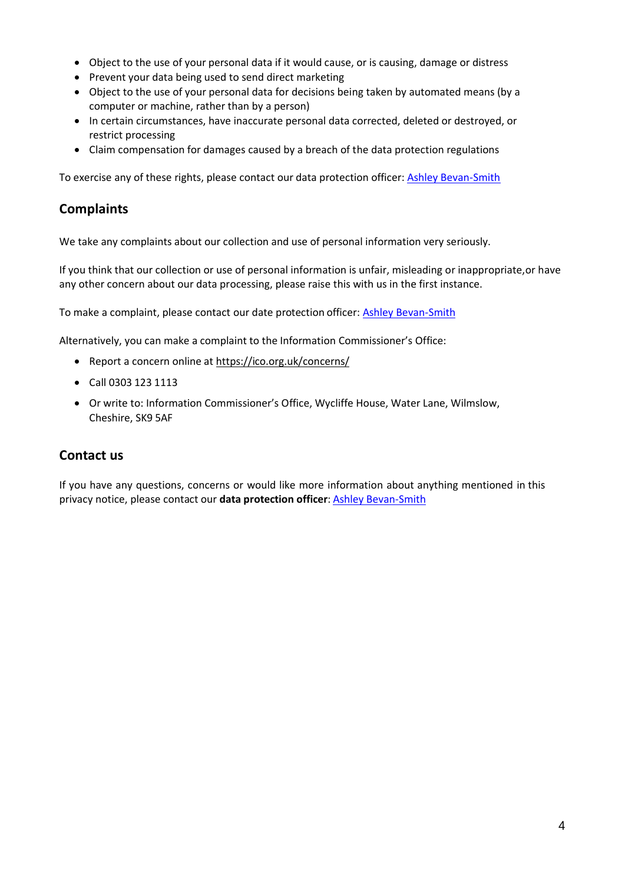- Object to the use of your personal data if it would cause, or is causing, damage or distress
- Prevent your data being used to send direct marketing
- Object to the use of your personal data for decisions being taken by automated means (by a computer or machine, rather than by a person)
- In certain circumstances, have inaccurate personal data corrected, deleted or destroyed, or restrict processing
- Claim compensation for damages caused by a breach of the data protection regulations

To exercise any of these rights, please contact our data protection officer: Ashley Bevan-Smith

## Complaints

We take any complaints about our collection and use of personal information very seriously.

If you think that our collection or use of personal information is unfair, misleading or inappropriate,or have any other concern about our data processing, please raise this with us in the first instance.

To make a complaint, please contact our date protection officer: Ashley Bevan-Smith

Alternatively, you can make a complaint to the Information Commissioner's Office:

- Report a concern online at https://ico.org.uk/concerns/
- Call 0303 123 1113
- Or write to: Information Commissioner's Office, Wycliffe House, Water Lane, Wilmslow, Cheshire, SK9 5AF

## Contact us

If you have any questions, concerns or would like more information about anything mentioned in this privacy notice, please contact our **data protection officer**: Ashley Bevan-Smith